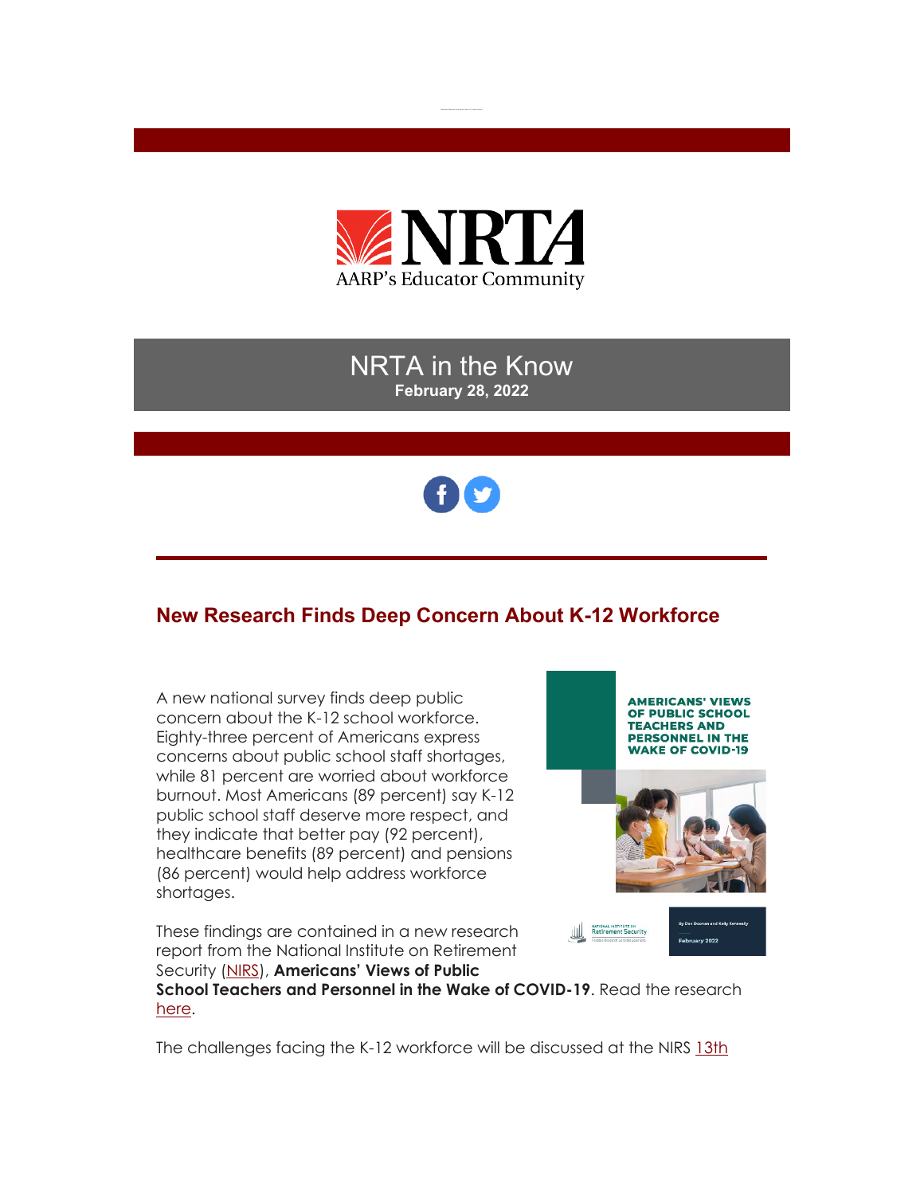NRTA
AARP's Educator Community

# NRTA in the Know

**February 28, 2022**

## New Research Finds Deep Concern About K-12 Workforce

A new national survey finds deep public concern about the K-12 school workforce. Eighty-three percent of Americans express concerns about public school staff shortages, while 81 percent are worried about workforce burnout. Most Americans (89 percent) say K-12 public school staff deserve more respect, and they indicate that better pay (92 percent), healthcare benefits (89 percent) and pensions (86 percent) would help address workforce shortages.

AMERICANS' VIEWS OF PUBLIC SCHOOL TEACHERS AND PERSONNEL IN THE WAKE OF COVID-19

These findings are contained in a new research report from the National Institute on Retirement Security (NIRS), **Americans' Views of Public School Teachers and Personnel in the Wake of COVID-19**. Read the research here.

The challenges facing the K-12 workforce will be discussed at the NIRS 13th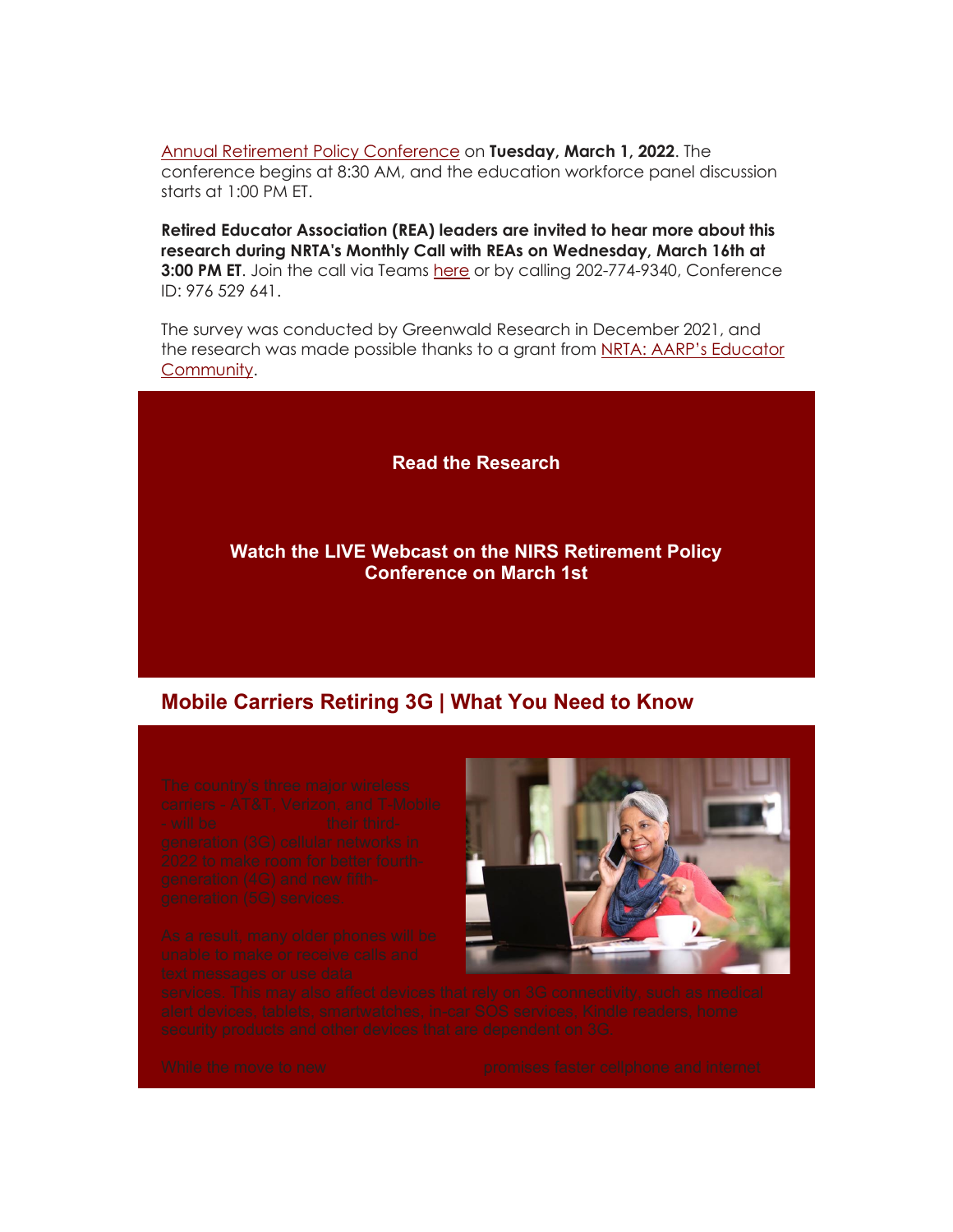Annual Retirement Policy Conference on **Tuesday, March 1, 2022**. The conference begins at 8:30 AM, and the education workforce panel discussion starts at 1:00 PM ET.

**Retired Educator Association (REA) leaders are invited to hear more about this research during NRTA's Monthly Call with REAs on Wednesday, March 16th at 3:00 PM ET**. Join the call via Teams here or by calling 202-774-9340, Conference ID: 976 529 641.

The survey was conducted by Greenwald Research in December 2021, and the research was made possible thanks to a grant from NRTA: AARP's Educator Community.

**Read the Research**

**Watch the LIVE Webcast on the NIRS Retirement Policy Conference on March 1st**

## Mobile Carriers Retiring 3G | What You Need to Know

The country's three major wireless carriers - AT&T, Verizon, and T-Mobile - will be their third-generation (3G) cellular networks in 2022 to make room for better fourth-generation (4G) and new fifth-generation (5G) services.

As a result, many older phones will be unable to make or receive calls and text messages or use data services. This may also affect devices that rely on 3G connectivity, such as medical alert devices, tablets, smartwatches, in-car SOS services, Kindle readers, home security products and other devices that are dependent on 3G.

While the move to new promises faster cellphone and internet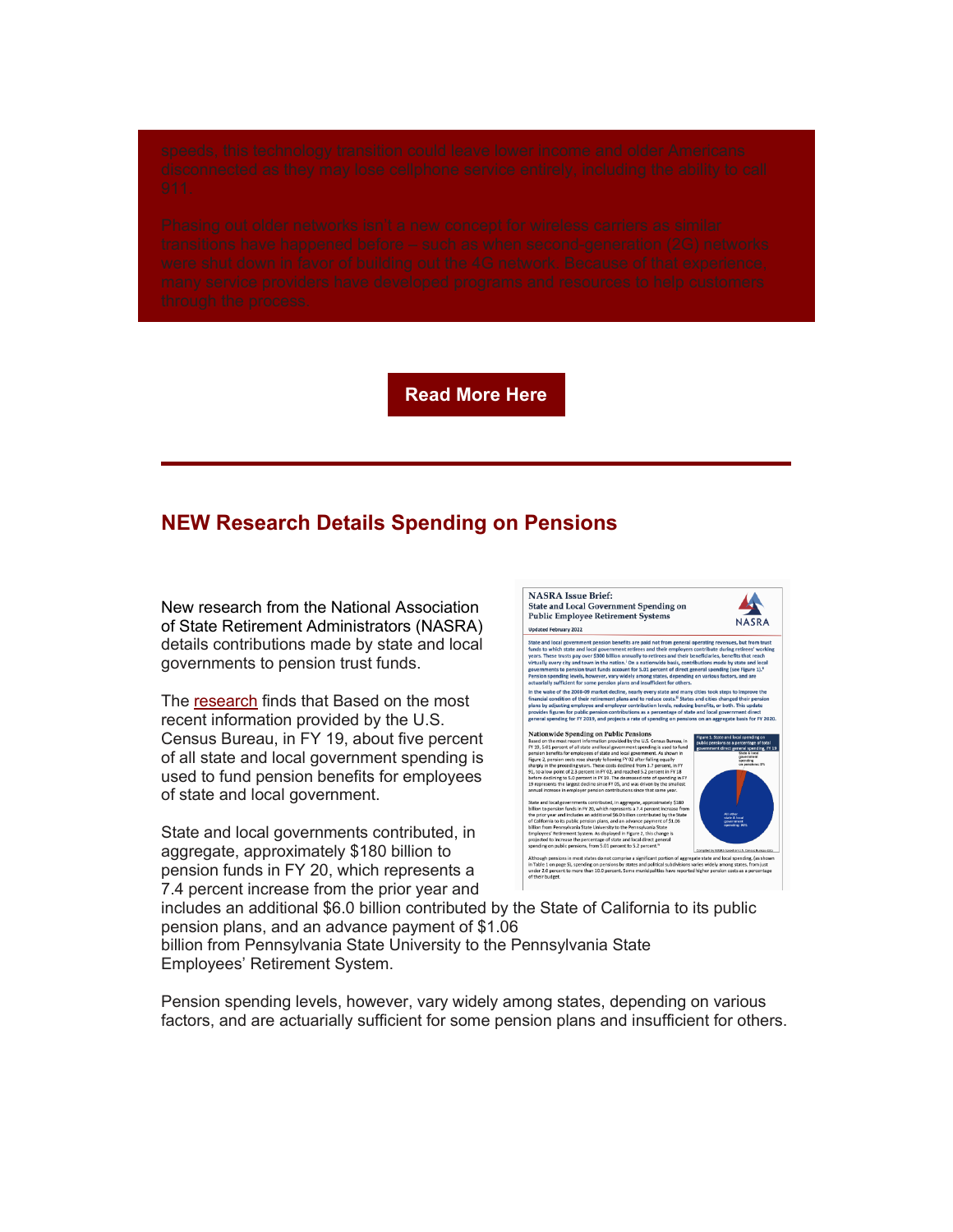speeds, this technology transition could leave lower income and older Americans disconnected as they may lose cellphone service entirely, including the ability to call 911.

Phasing out older networks isn't a new concept for wireless carriers as similar transitions have happened before – such as when second-generation (2G) networks were shut down in favor of building out the 4G network. Because of that experience, many service providers have developed programs and resources to help customers through the process.

**Read More Here**

---

## NEW Research Details Spending on Pensions

New research from the National Association of State Retirement Administrators (NASRA) details contributions made by state and local governments to pension trust funds.

The research finds that Based on the most recent information provided by the U.S. Census Bureau, in FY 19, about five percent of all state and local government spending is used to fund pension benefits for employees of state and local government.

State and local governments contributed, in aggregate, approximately $180 billion to pension funds in FY 20, which represents a 7.4 percent increase from the prior year and includes an additional $6.0 billion contributed by the State of California to its public pension plans, and an advance payment of $1.06 billion from Pennsylvania State University to the Pennsylvania State Employees' Retirement System.

Pension spending levels, however, vary widely among states, depending on various factors, and are actuarially sufficient for some pension plans and insufficient for others.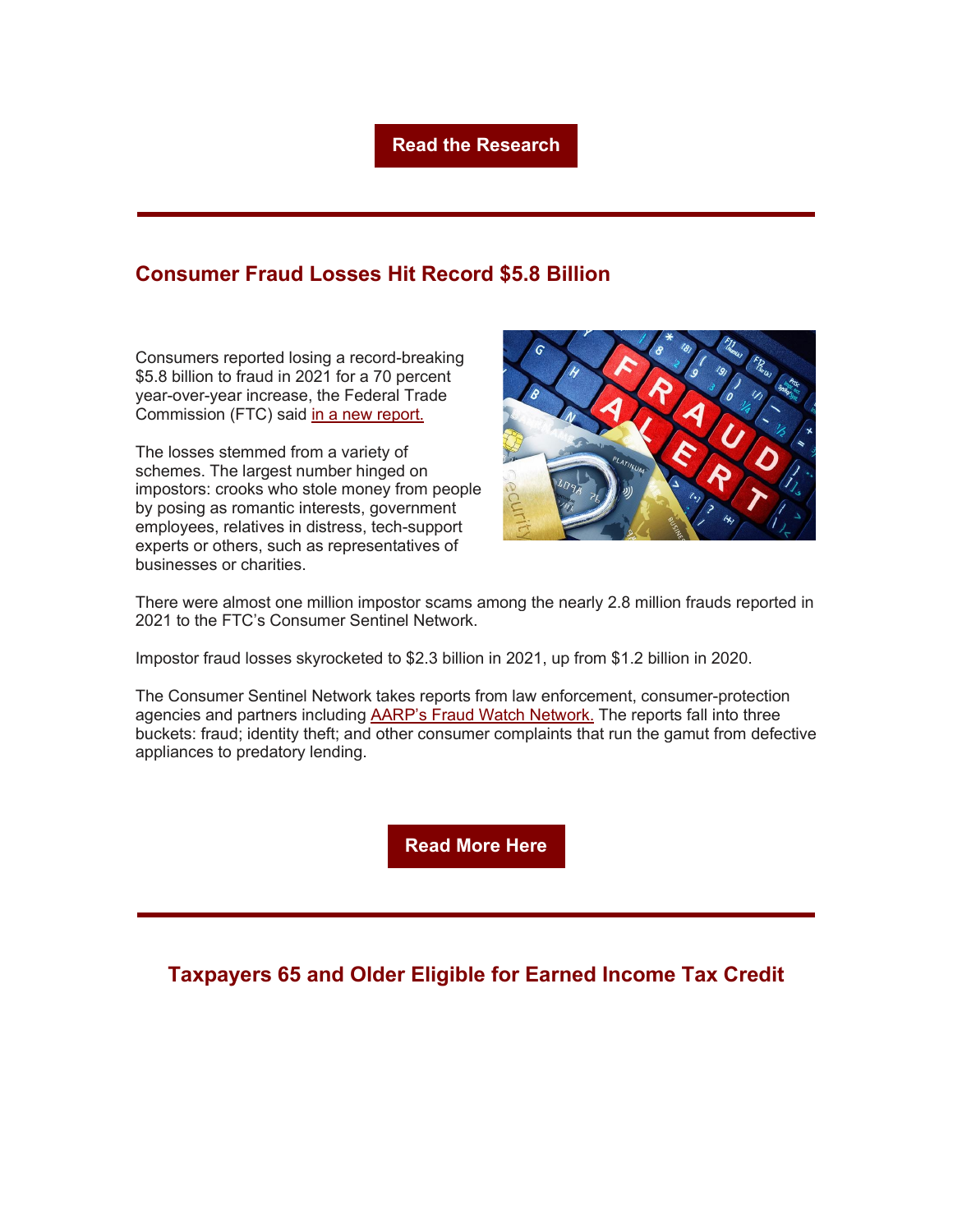**Read the Research**

---

## Consumer Fraud Losses Hit Record $5.8 Billion

Consumers reported losing a record-breaking $5.8 billion to fraud in 2021 for a 70 percent year-over-year increase, the Federal Trade Commission (FTC) said in a new report.

The losses stemmed from a variety of schemes. The largest number hinged on impostors: crooks who stole money from people by posing as romantic interests, government employees, relatives in distress, tech-support experts or others, such as representatives of businesses or charities.

There were almost one million impostor scams among the nearly 2.8 million frauds reported in 2021 to the FTC's Consumer Sentinel Network.

Impostor fraud losses skyrocketed to $2.3 billion in 2021, up from $1.2 billion in 2020.

The Consumer Sentinel Network takes reports from law enforcement, consumer-protection agencies and partners including AARP's Fraud Watch Network. The reports fall into three buckets: fraud; identity theft; and other consumer complaints that run the gamut from defective appliances to predatory lending.

**Read More Here**

---

## Taxpayers 65 and Older Eligible for Earned Income Tax Credit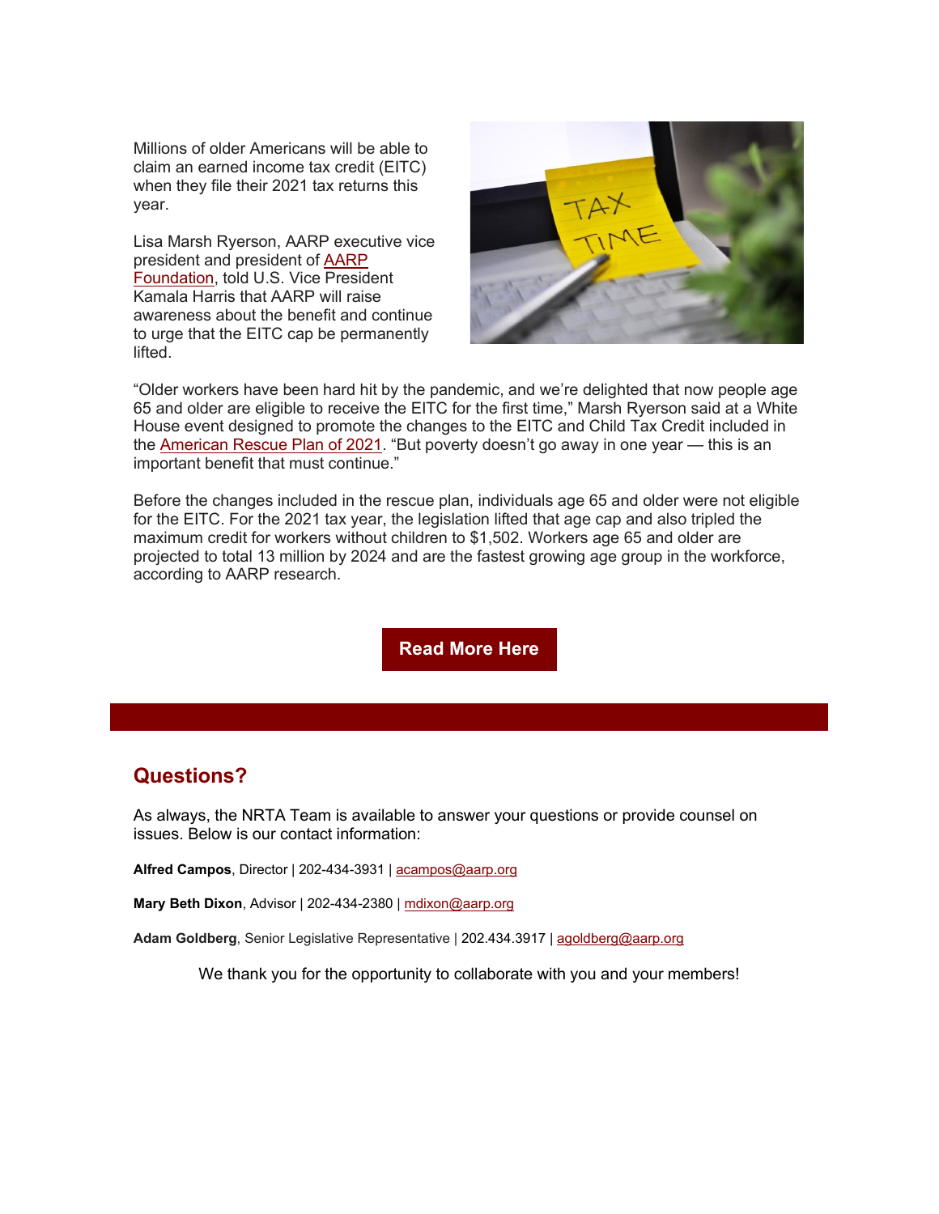Millions of older Americans will be able to claim an earned income tax credit (EITC) when they file their 2021 tax returns this year.

Lisa Marsh Ryerson, AARP executive vice president and president of AARP Foundation, told U.S. Vice President Kamala Harris that AARP will raise awareness about the benefit and continue to urge that the EITC cap be permanently lifted.

"Older workers have been hard hit by the pandemic, and we're delighted that now people age 65 and older are eligible to receive the EITC for the first time," Marsh Ryerson said at a White House event designed to promote the changes to the EITC and Child Tax Credit included in the American Rescue Plan of 2021. "But poverty doesn't go away in one year — this is an important benefit that must continue."

Before the changes included in the rescue plan, individuals age 65 and older were not eligible for the EITC. For the 2021 tax year, the legislation lifted that age cap and also tripled the maximum credit for workers without children to $1,502. Workers age 65 and older are projected to total 13 million by 2024 and are the fastest growing age group in the workforce, according to AARP research.

**Read More Here**

## Questions?

As always, the NRTA Team is available to answer your questions or provide counsel on issues. Below is our contact information:

**Alfred Campos**, Director | 202-434-3931 | acampos@aarp.org

**Mary Beth Dixon**, Advisor | 202-434-2380 | mdixon@aarp.org

**Adam Goldberg**, Senior Legislative Representative | 202.434.3917 | agoldberg@aarp.org

We thank you for the opportunity to collaborate with you and your members!